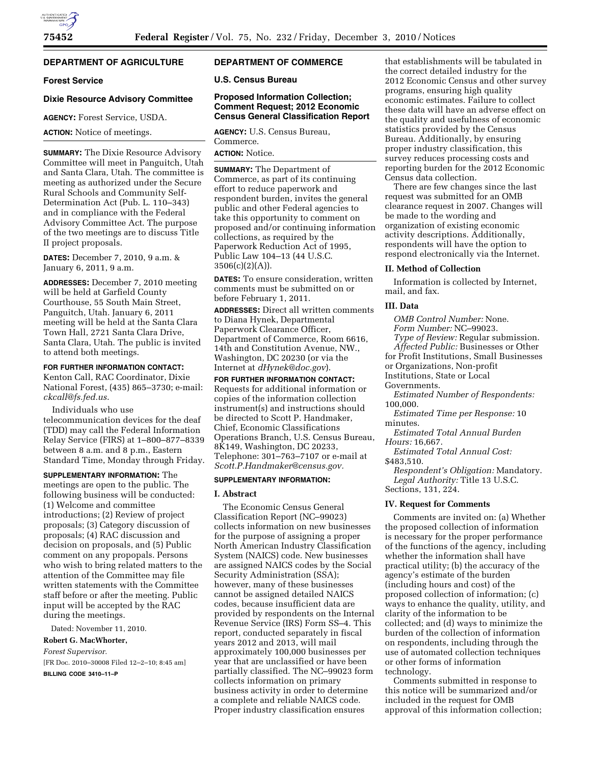## DEPARTMENT OF AGRICULTURE

### Forest Service

### Dixie Resource Advisory Committee

**AGENCY:** Forest Service, USDA.

**ACTION:** Notice of meetings.

**SUMMARY:** The Dixie Resource Advisory Committee will meet in Panguitch, Utah and Santa Clara, Utah. The committee is meeting as authorized under the Secure Rural Schools and Community Self-Determination Act (Pub. L. 110–343) and in compliance with the Federal Advisory Committee Act. The purpose of the two meetings are to discuss Title II project proposals.

**DATES:** December 7, 2010, 9 a.m. & January 6, 2011, 9 a.m.

**ADDRESSES:** December 7, 2010 meeting will be held at Garfield County Courthouse, 55 South Main Street, Panguitch, Utah. January 6, 2011 meeting will be held at the Santa Clara Town Hall, 2721 Santa Clara Drive, Santa Clara, Utah. The public is invited to attend both meetings.

**FOR FURTHER INFORMATION CONTACT:** Kenton Call, RAC Coordinator, Dixie National Forest, (435) 865–3730; e-mail: *ckcall@fs.fed.us.*

Individuals who use telecommunication devices for the deaf (TDD) may call the Federal Information Relay Service (FIRS) at 1–800–877–8339 between 8 a.m. and 8 p.m., Eastern Standard Time, Monday through Friday.

**SUPPLEMENTARY INFORMATION:** The meetings are open to the public. The following business will be conducted: (1) Welcome and committee introductions; (2) Review of project proposals; (3) Category discussion of proposals; (4) RAC discussion and decision on proposals, and (5) Public comment on any propopals. Persons who wish to bring related matters to the attention of the Committee may file written statements with the Committee staff before or after the meeting. Public input will be accepted by the RAC during the meetings.

Dated: November 11, 2010.

**Robert G. MacWhorter,**

*Forest Supervisor.*

[FR Doc. 2010–30008 Filed 12–2–10; 8:45 am]

**BILLING CODE 3410–11–P**

## DEPARTMENT OF COMMERCE

### U.S. Census Bureau

### Proposed Information Collection; Comment Request; 2012 Economic Census General Classification Report

**AGENCY:** U.S. Census Bureau, Commerce.

**ACTION:** Notice.

**SUMMARY:** The Department of Commerce, as part of its continuing effort to reduce paperwork and respondent burden, invites the general public and other Federal agencies to take this opportunity to comment on proposed and/or continuing information collections, as required by the Paperwork Reduction Act of 1995, Public Law 104–13 (44 U.S.C. 3506(c)(2)(A)).

**DATES:** To ensure consideration, written comments must be submitted on or before February 1, 2011.

**ADDRESSES:** Direct all written comments to Diana Hynek, Departmental Paperwork Clearance Officer, Department of Commerce, Room 6616, 14th and Constitution Avenue, NW., Washington, DC 20230 (or via the Internet at *dHynek@doc.gov*).

**FOR FURTHER INFORMATION CONTACT:** Requests for additional information or copies of the information collection instrument(s) and instructions should be directed to Scott P. Handmaker, Chief, Economic Classifications Operations Branch, U.S. Census Bureau, 8K149, Washington, DC 20233, Telephone: 301–763–7107 or e-mail at *Scott.P.Handmaker@census.gov.*

**SUPPLEMENTARY INFORMATION:**

#### I. Abstract

The Economic Census General Classification Report (NC–99023) collects information on new businesses for the purpose of assigning a proper North American Industry Classification System (NAICS) code. New businesses are assigned NAICS codes by the Social Security Administration (SSA); however, many of these businesses cannot be assigned detailed NAICS codes, because insufficient data are provided by respondents on the Internal Revenue Service (IRS) Form SS–4. This report, conducted separately in fiscal years 2012 and 2013, will mail approximately 100,000 businesses per year that are unclassified or have been partially classified. The NC–99023 form collects information on primary business activity in order to determine a complete and reliable NAICS code. Proper industry classification ensures that establishments will be tabulated in the correct detailed industry for the 2012 Economic Census and other survey programs, ensuring high quality economic estimates. Failure to collect these data will have an adverse effect on the quality and usefulness of economic statistics provided by the Census Bureau. Additionally, by ensuring proper industry classification, this survey reduces processing costs and reporting burden for the 2012 Economic Census data collection.

There are few changes since the last request was submitted for an OMB clearance request in 2007. Changes will be made to the wording and organization of existing economic activity descriptions. Additionally, respondents will have the option to respond electronically via the Internet.

#### II. Method of Collection

Information is collected by Internet, mail, and fax.

#### III. Data

*OMB Control Number:* None.

*Form Number:* NC–99023.

*Type of Review:* Regular submission.

*Affected Public:* Businesses or Other for Profit Institutions, Small Businesses or Organizations, Non-profit Institutions, State or Local Governments.

*Estimated Number of Respondents:* 100,000.

*Estimated Time per Response:* 10 minutes.

*Estimated Total Annual Burden Hours:* 16,667.

*Estimated Total Annual Cost:* $483,510.

*Respondent's Obligation:* Mandatory.

*Legal Authority:* Title 13 U.S.C. Sections, 131, 224.

#### IV. Request for Comments

Comments are invited on: (a) Whether the proposed collection of information is necessary for the proper performance of the functions of the agency, including whether the information shall have practical utility; (b) the accuracy of the agency's estimate of the burden (including hours and cost) of the proposed collection of information; (c) ways to enhance the quality, utility, and clarity of the information to be collected; and (d) ways to minimize the burden of the collection of information on respondents, including through the use of automated collection techniques or other forms of information technology.

Comments submitted in response to this notice will be summarized and/or included in the request for OMB approval of this information collection;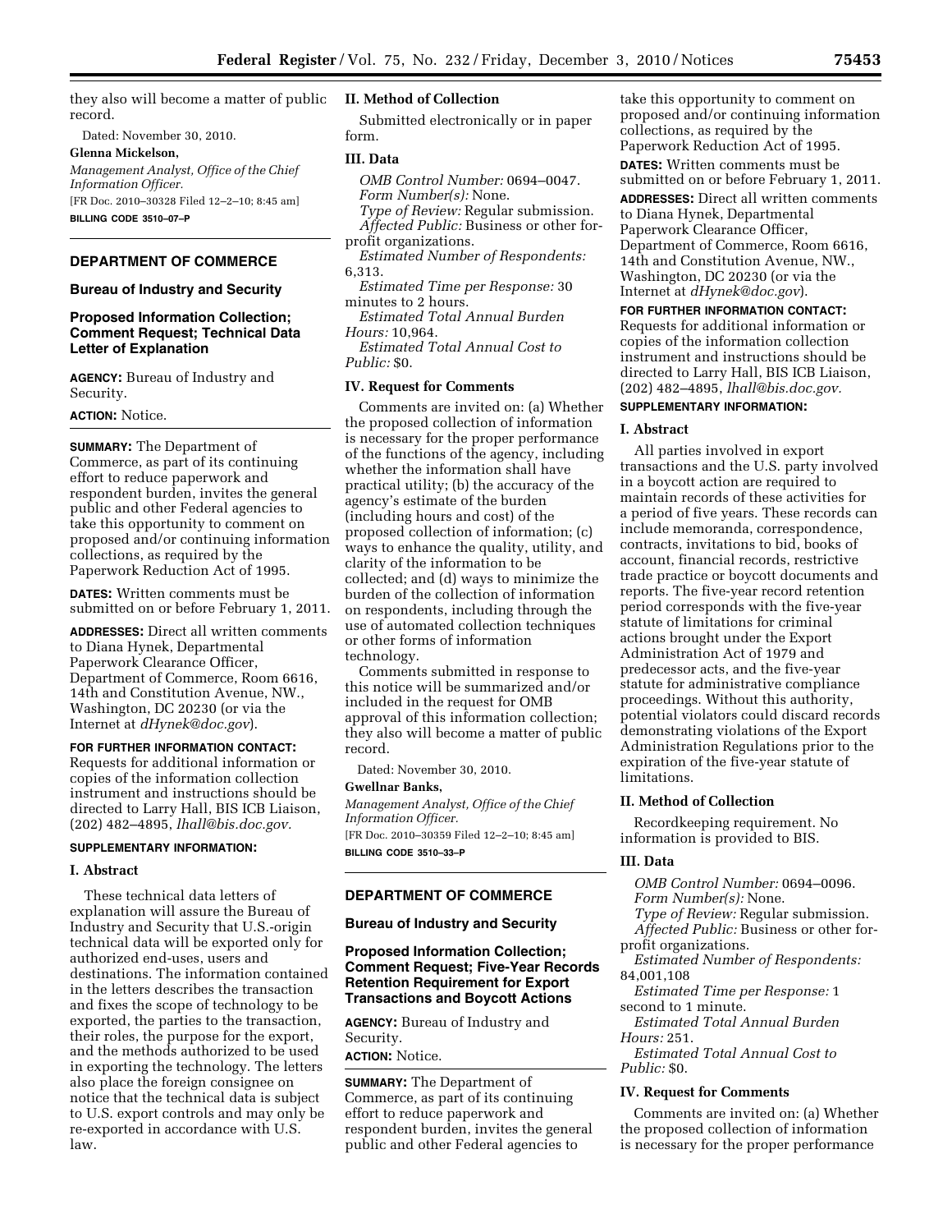they also will become a matter of public record.

Dated: November 30, 2010.

**Glenna Mickelson,**

*Management Analyst, Office of the Chief Information Officer.*

[FR Doc. 2010–30328 Filed 12–2–10; 8:45 am]

**BILLING CODE 3510–07–P**

## DEPARTMENT OF COMMERCE

### Bureau of Industry and Security

### Proposed Information Collection; Comment Request; Technical Data Letter of Explanation

**AGENCY:** Bureau of Industry and Security.

**ACTION:** Notice.

**SUMMARY:** The Department of Commerce, as part of its continuing effort to reduce paperwork and respondent burden, invites the general public and other Federal agencies to take this opportunity to comment on proposed and/or continuing information collections, as required by the Paperwork Reduction Act of 1995.

**DATES:** Written comments must be submitted on or before February 1, 2011.

**ADDRESSES:** Direct all written comments to Diana Hynek, Departmental Paperwork Clearance Officer, Department of Commerce, Room 6616, 14th and Constitution Avenue, NW., Washington, DC 20230 (or via the Internet at *dHynek@doc.gov*).

**FOR FURTHER INFORMATION CONTACT:** Requests for additional information or copies of the information collection instrument and instructions should be directed to Larry Hall, BIS ICB Liaison, (202) 482–4895, *lhall@bis.doc.gov.*

**SUPPLEMENTARY INFORMATION:**

#### I. Abstract

These technical data letters of explanation will assure the Bureau of Industry and Security that U.S.-origin technical data will be exported only for authorized end-uses, users and destinations. The information contained in the letters describes the transaction and fixes the scope of technology to be exported, the parties to the transaction, their roles, the purpose for the export, and the methods authorized to be used in exporting the technology. The letters also place the foreign consignee on notice that the technical data is subject to U.S. export controls and may only be re-exported in accordance with U.S. law.

#### II. Method of Collection

Submitted electronically or in paper form.

#### III. Data

*OMB Control Number:* 0694–0047.

*Form Number(s):* None.

*Type of Review:* Regular submission.

*Affected Public:* Business or other for-profit organizations.

*Estimated Number of Respondents:* 6,313.

*Estimated Time per Response:* 30 minutes to 2 hours.

*Estimated Total Annual Burden Hours:* 10,964.

*Estimated Total Annual Cost to Public:* $0.

#### IV. Request for Comments

Comments are invited on: (a) Whether the proposed collection of information is necessary for the proper performance of the functions of the agency, including whether the information shall have practical utility; (b) the accuracy of the agency's estimate of the burden (including hours and cost) of the proposed collection of information; (c) ways to enhance the quality, utility, and clarity of the information to be collected; and (d) ways to minimize the burden of the collection of information on respondents, including through the use of automated collection techniques or other forms of information technology.

Comments submitted in response to this notice will be summarized and/or included in the request for OMB approval of this information collection; they also will become a matter of public record.

Dated: November 30, 2010.

**Gwellnar Banks,**

*Management Analyst, Office of the Chief Information Officer.*

[FR Doc. 2010–30359 Filed 12–2–10; 8:45 am]

**BILLING CODE 3510–33–P**

## DEPARTMENT OF COMMERCE

### Bureau of Industry and Security

### Proposed Information Collection; Comment Request; Five-Year Records Retention Requirement for Export Transactions and Boycott Actions

**AGENCY:** Bureau of Industry and Security.

**ACTION:** Notice.

**SUMMARY:** The Department of Commerce, as part of its continuing effort to reduce paperwork and respondent burden, invites the general public and other Federal agencies to take this opportunity to comment on proposed and/or continuing information collections, as required by the Paperwork Reduction Act of 1995.

**DATES:** Written comments must be submitted on or before February 1, 2011.

**ADDRESSES:** Direct all written comments to Diana Hynek, Departmental Paperwork Clearance Officer, Department of Commerce, Room 6616, 14th and Constitution Avenue, NW., Washington, DC 20230 (or via the Internet at *dHynek@doc.gov*).

**FOR FURTHER INFORMATION CONTACT:** Requests for additional information or copies of the information collection instrument and instructions should be directed to Larry Hall, BIS ICB Liaison, (202) 482–4895, *lhall@bis.doc.gov.*

**SUPPLEMENTARY INFORMATION:**

#### I. Abstract

All parties involved in export transactions and the U.S. party involved in a boycott action are required to maintain records of these activities for a period of five years. These records can include memoranda, correspondence, contracts, invitations to bid, books of account, financial records, restrictive trade practice or boycott documents and reports. The five-year record retention period corresponds with the five-year statute of limitations for criminal actions brought under the Export Administration Act of 1979 and predecessor acts, and the five-year statute for administrative compliance proceedings. Without this authority, potential violators could discard records demonstrating violations of the Export Administration Regulations prior to the expiration of the five-year statute of limitations.

#### II. Method of Collection

Recordkeeping requirement. No information is provided to BIS.

#### III. Data

*OMB Control Number:* 0694–0096.

*Form Number(s):* None.

*Type of Review:* Regular submission.

*Affected Public:* Business or other for-profit organizations.

*Estimated Number of Respondents:* 84,001,108

*Estimated Time per Response:* 1 second to 1 minute.

*Estimated Total Annual Burden Hours:* 251.

*Estimated Total Annual Cost to Public:* $0.

#### IV. Request for Comments

Comments are invited on: (a) Whether the proposed collection of information is necessary for the proper performance